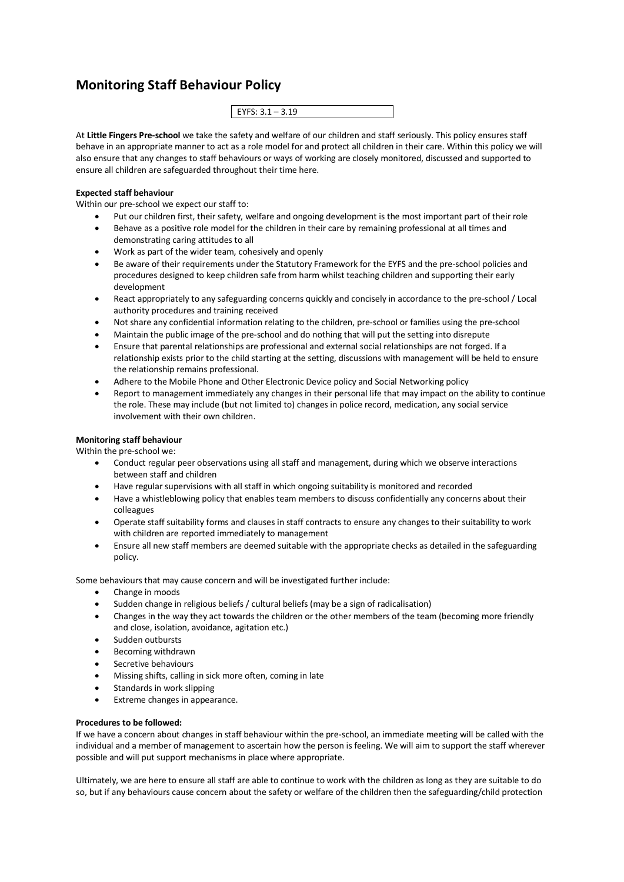# Monitoring Staff Behaviour Policy

EYFS: 3.1 – 3.19

At **Little Fingers Pre-school** we take the safety and welfare of our children and staff seriously. This policy ensures staff behave in an appropriate manner to act as a role model for and protect all children in their care. Within this policy we will also ensure that any changes to staff behaviours or ways of working are closely monitored, discussed and supported to ensure all children are safeguarded throughout their time here.

**Expected staff behaviour**

Within our pre-school we expect our staff to:

- Put our children first, their safety, welfare and ongoing development is the most important part of their role
- Behave as a positive role model for the children in their care by remaining professional at all times and demonstrating caring attitudes to all
- Work as part of the wider team, cohesively and openly
- Be aware of their requirements under the Statutory Framework for the EYFS and the pre-school policies and procedures designed to keep children safe from harm whilst teaching children and supporting their early development
- React appropriately to any safeguarding concerns quickly and concisely in accordance to the pre-school / Local authority procedures and training received
- Not share any confidential information relating to the children, pre-school or families using the pre-school
- Maintain the public image of the pre-school and do nothing that will put the setting into disrepute
- Ensure that parental relationships are professional and external social relationships are not forged. If a relationship exists prior to the child starting at the setting, discussions with management will be held to ensure the relationship remains professional.
- Adhere to the Mobile Phone and Other Electronic Device policy and Social Networking policy
- Report to management immediately any changes in their personal life that may impact on the ability to continue the role. These may include (but not limited to) changes in police record, medication, any social service involvement with their own children.

**Monitoring staff behaviour**

Within the pre-school we:

- Conduct regular peer observations using all staff and management, during which we observe interactions between staff and children
- Have regular supervisions with all staff in which ongoing suitability is monitored and recorded
- Have a whistleblowing policy that enables team members to discuss confidentially any concerns about their colleagues
- Operate staff suitability forms and clauses in staff contracts to ensure any changes to their suitability to work with children are reported immediately to management
- Ensure all new staff members are deemed suitable with the appropriate checks as detailed in the safeguarding policy.

Some behaviours that may cause concern and will be investigated further include:

- Change in moods
- Sudden change in religious beliefs / cultural beliefs (may be a sign of radicalisation)
- Changes in the way they act towards the children or the other members of the team (becoming more friendly and close, isolation, avoidance, agitation etc.)
- Sudden outbursts
- Becoming withdrawn
- Secretive behaviours
- Missing shifts, calling in sick more often, coming in late
- Standards in work slipping
- Extreme changes in appearance.

**Procedures to be followed:**

If we have a concern about changes in staff behaviour within the pre-school, an immediate meeting will be called with the individual and a member of management to ascertain how the person is feeling. We will aim to support the staff wherever possible and will put support mechanisms in place where appropriate.

Ultimately, we are here to ensure all staff are able to continue to work with the children as long as they are suitable to do so, but if any behaviours cause concern about the safety or welfare of the children then the safeguarding/child protection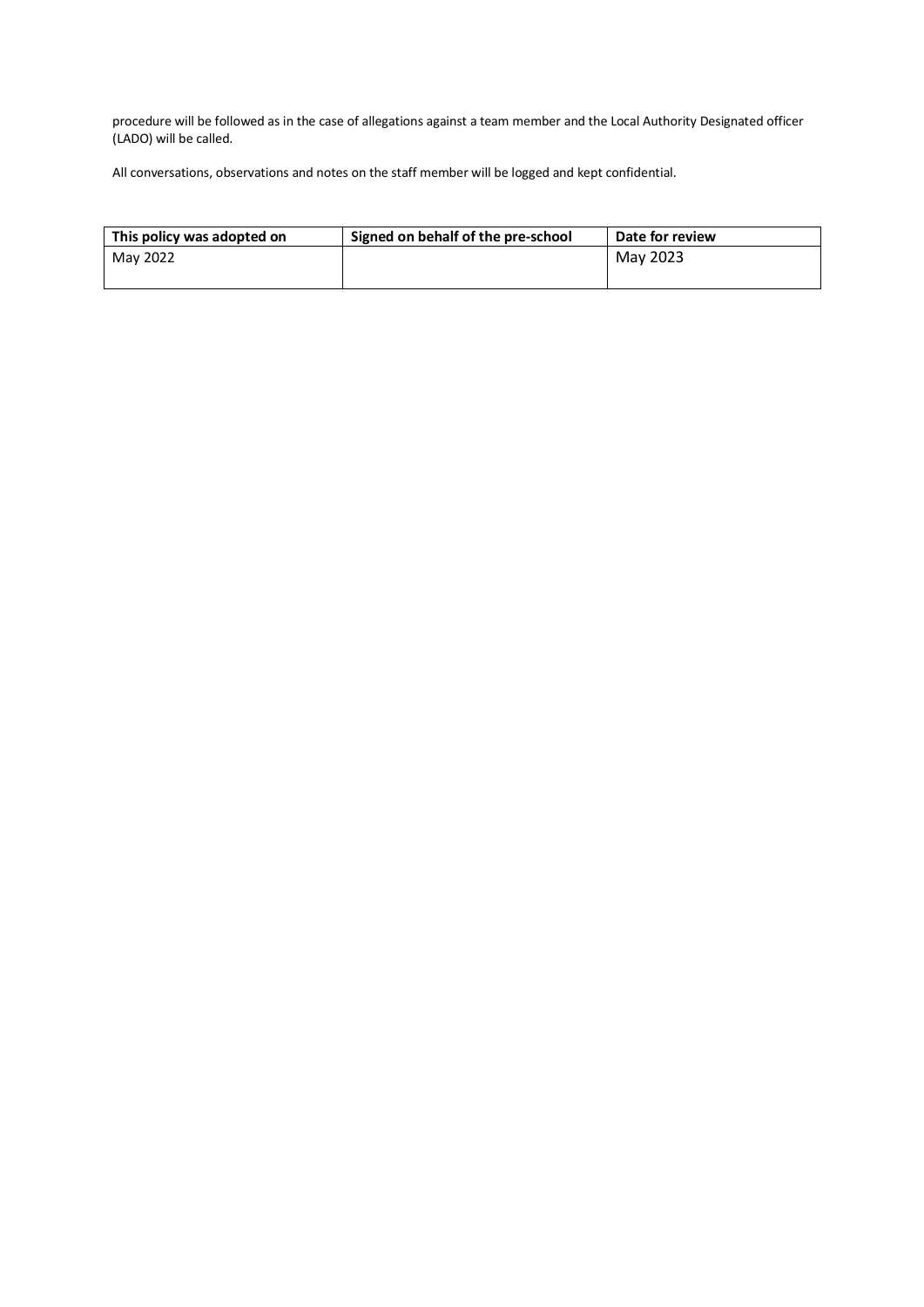procedure will be followed as in the case of allegations against a team member and the Local Authority Designated officer (LADO) will be called.

All conversations, observations and notes on the staff member will be logged and kept confidential.

| This policy was adopted on | Signed on behalf of the pre-school | Date for review |
|---|---|---|
| May 2022 | | May 2023 |